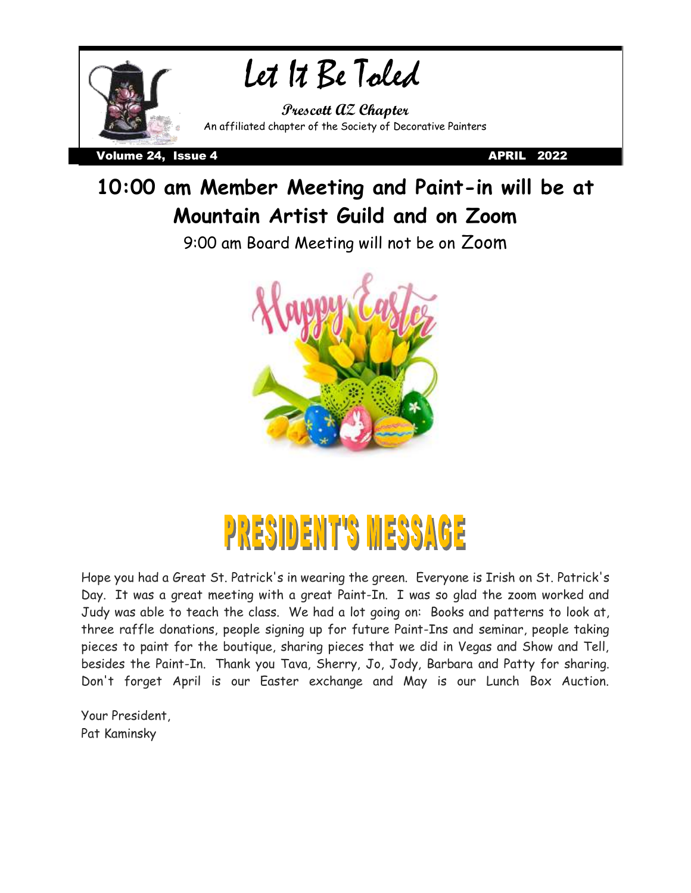# Let It Be Toled

**Prescott AZ Chapter**

An affiliated chapter of the Society of Decorative Painters

Volume 24, Issue 4 APRIL 2022

## 10:00 am Member Meeting and Paint-in will be at Mountain Artist Guild and on Zoom

9:00 am Board Meeting will not be on Zoom

# PRESIDENT'S MESSAGE

Hope you had a Great St. Patrick's in wearing the green. Everyone is Irish on St. Patrick's Day. It was a great meeting with a great Paint-In. I was so glad the zoom worked and Judy was able to teach the class. We had a lot going on: Books and patterns to look at, three raffle donations, people signing up for future Paint-Ins and seminar, people taking pieces to paint for the boutique, sharing pieces that we did in Vegas and Show and Tell, besides the Paint-In. Thank you Tava, Sherry, Jo, Jody, Barbara and Patty for sharing. Don't forget April is our Easter exchange and May is our Lunch Box Auction.

Your President,
Pat Kaminsky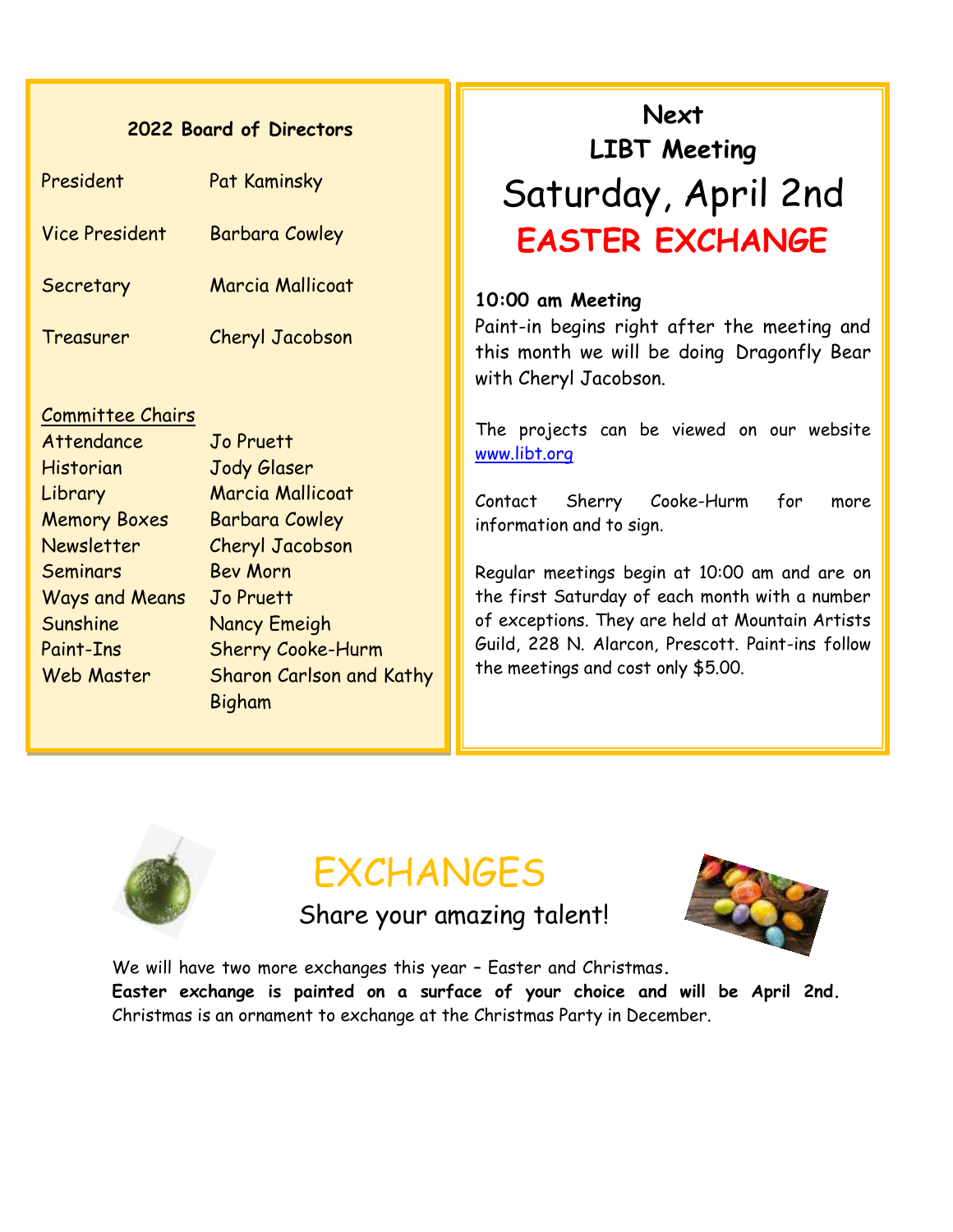## 2022 Board of Directors

| | |
|---|---|
| President | Pat Kaminsky |
| Vice President | Barbara Cowley |
| Secretary | Marcia Mallicoat |
| Treasurer | Cheryl Jacobson |

**Committee Chairs**

| | |
|---|---|
| Attendance | Jo Pruett |
| Historian | Jody Glaser |
| Library | Marcia Mallicoat |
| Memory Boxes | Barbara Cowley |
| Newsletter | Cheryl Jacobson |
| Seminars | Bev Morn |
| Ways and Means | Jo Pruett |
| Sunshine | Nancy Emeigh |
| Paint-Ins | Sherry Cooke-Hurm |
| Web Master | Sharon Carlson and Kathy Bigham |

## Next LIBT Meeting

# Saturday, April 2nd

# EASTER EXCHANGE

**10:00 am Meeting**

Paint-in begins right after the meeting and this month we will be doing Dragonfly Bear with Cheryl Jacobson.

The projects can be viewed on our website www.libt.org

Contact Sherry Cooke-Hurm for more information and to sign.

Regular meetings begin at 10:00 am and are on the first Saturday of each month with a number of exceptions. They are held at Mountain Artists Guild, 228 N. Alarcon, Prescott. Paint-ins follow the meetings and cost only $5.00.

# EXCHANGES

Share your amazing talent!

We will have two more exchanges this year – Easter and Christmas.

**Easter exchange is painted on a surface of your choice and will be April 2nd.**

Christmas is an ornament to exchange at the Christmas Party in December.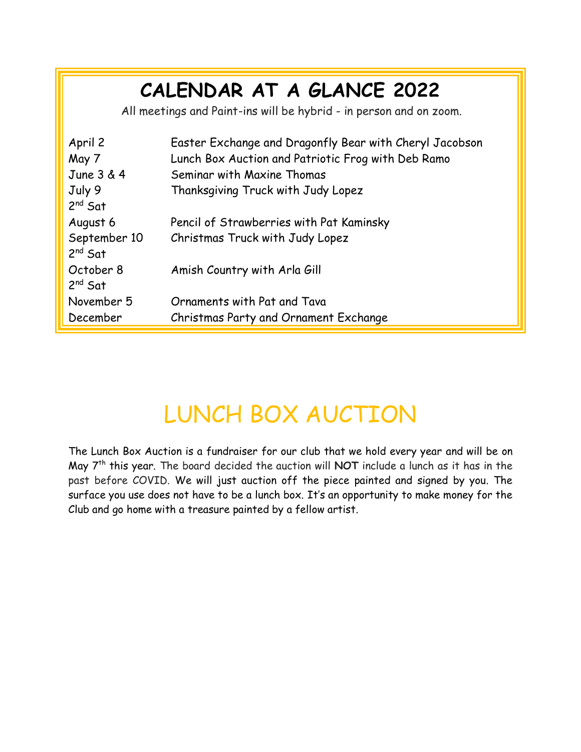# CALENDAR AT A GLANCE 2022

All meetings and Paint-ins will be hybrid - in person and on zoom.

| | |
|---|---|
| April 2 | Easter Exchange and Dragonfly Bear with Cheryl Jacobson |
| May 7 | Lunch Box Auction and Patriotic Frog with Deb Ramo |
| June 3 & 4 | Seminar with Maxine Thomas |
| July 9 2nd Sat | Thanksgiving Truck with Judy Lopez |
| August 6 | Pencil of Strawberries with Pat Kaminsky |
| September 10 2nd Sat | Christmas Truck with Judy Lopez |
| October 8 2nd Sat | Amish Country with Arla Gill |
| November 5 | Ornaments with Pat and Tava |
| December | Christmas Party and Ornament Exchange |

# LUNCH BOX AUCTION

The Lunch Box Auction is a fundraiser for our club that we hold every year and will be on May 7th this year. The board decided the auction will **NOT** include a lunch as it has in the past before COVID. We will just auction off the piece painted and signed by you. The surface you use does not have to be a lunch box. It's an opportunity to make money for the Club and go home with a treasure painted by a fellow artist.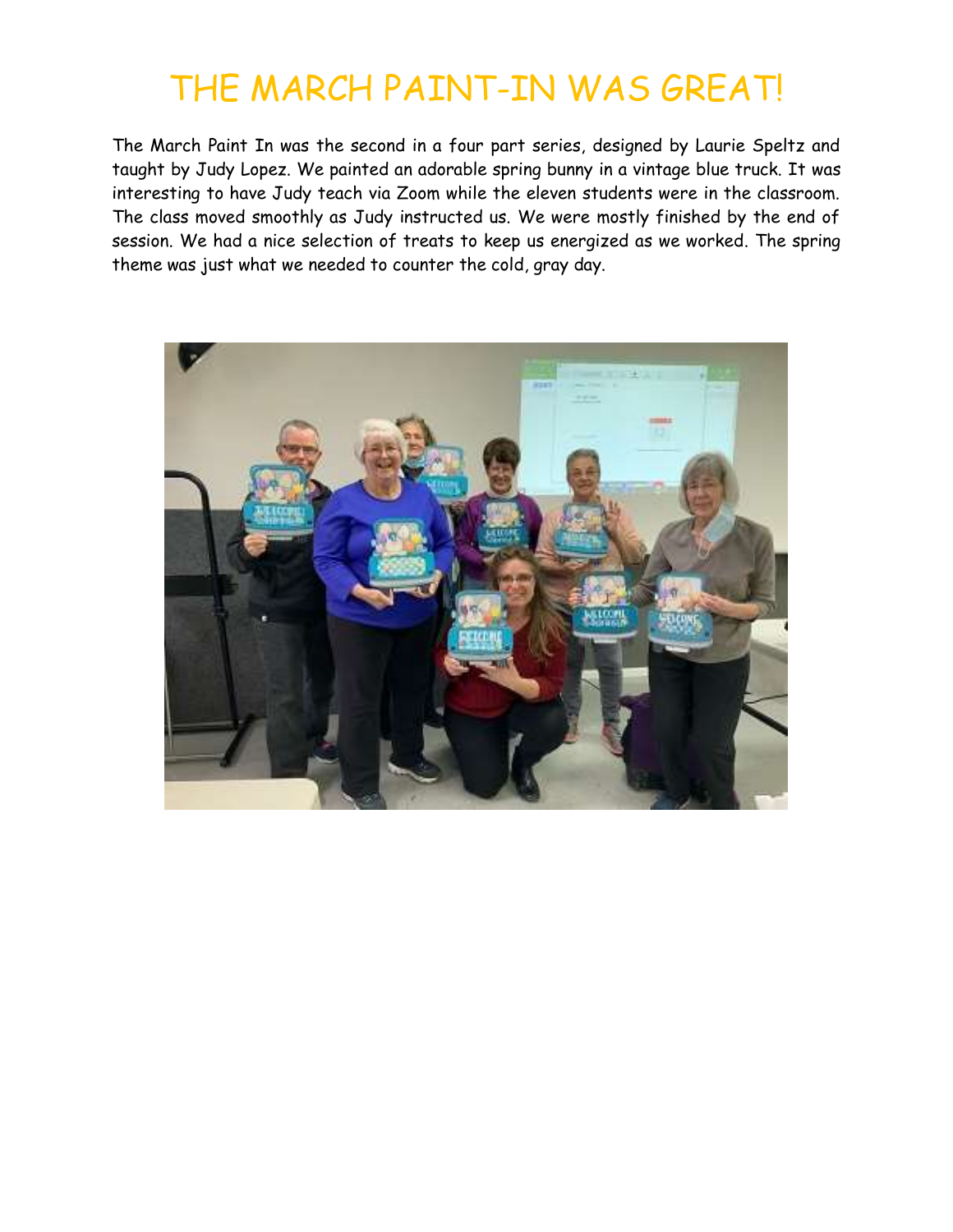# THE MARCH PAINT-IN WAS GREAT!

The March Paint In was the second in a four part series, designed by Laurie Speltz and taught by Judy Lopez. We painted an adorable spring bunny in a vintage blue truck. It was interesting to have Judy teach via Zoom while the eleven students were in the classroom. The class moved smoothly as Judy instructed us. We were mostly finished by the end of session. We had a nice selection of treats to keep us energized as we worked. The spring theme was just what we needed to counter the cold, gray day.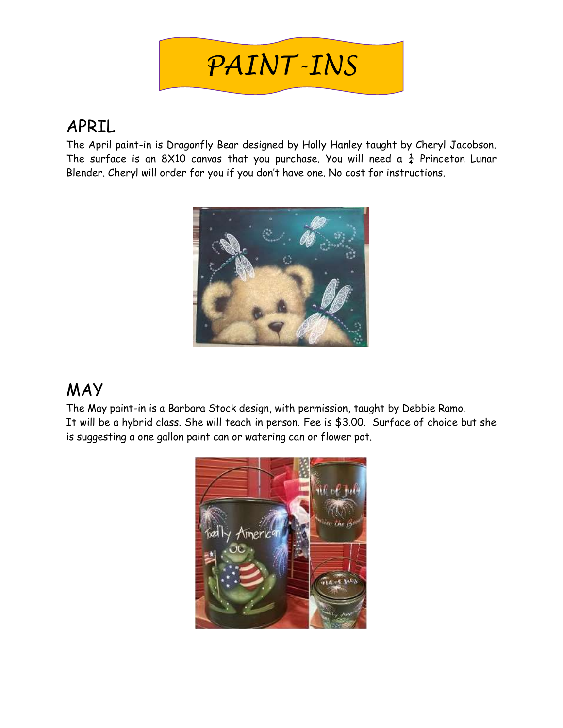# PAINT-INS

## APRIL

The April paint-in is Dragonfly Bear designed by Holly Hanley taught by Cheryl Jacobson. The surface is an 8X10 canvas that you purchase. You will need a ¼ Princeton Lunar Blender. Cheryl will order for you if you don't have one. No cost for instructions.

## MAY

The May paint-in is a Barbara Stock design, with permission, taught by Debbie Ramo. It will be a hybrid class. She will teach in person. Fee is $3.00. Surface of choice but she is suggesting a one gallon paint can or watering can or flower pot.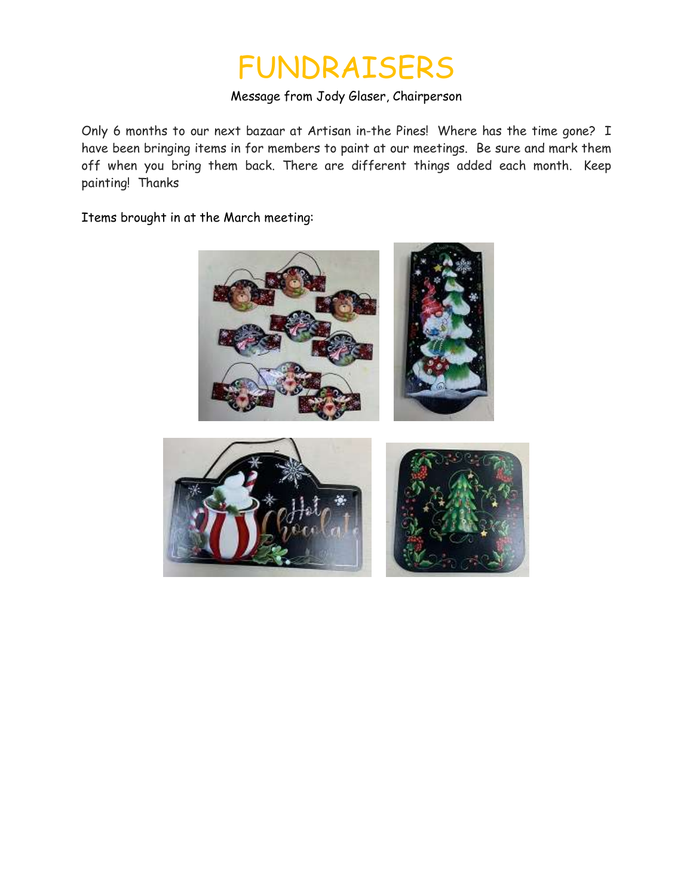# FUNDRAISERS

Message from Jody Glaser, Chairperson

Only 6 months to our next bazaar at Artisan in-the Pines! Where has the time gone? I have been bringing items in for members to paint at our meetings. Be sure and mark them off when you bring them back. There are different things added each month. Keep painting! Thanks

Items brought in at the March meeting: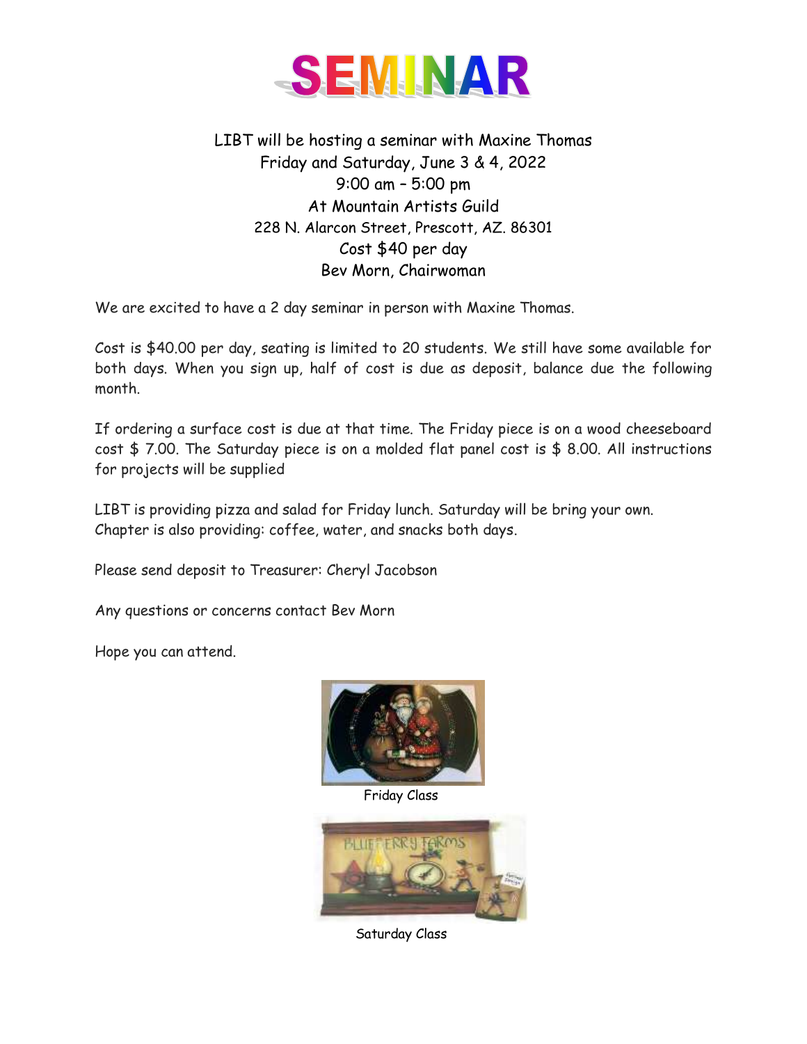# SEMINAR

LIBT will be hosting a seminar with Maxine Thomas
Friday and Saturday, June 3 & 4, 2022
9:00 am – 5:00 pm
At Mountain Artists Guild
228 N. Alarcon Street, Prescott, AZ. 86301
Cost $40 per day
Bev Morn, Chairwoman

We are excited to have a 2 day seminar in person with Maxine Thomas.

Cost is $40.00 per day, seating is limited to 20 students. We still have some available for both days. When you sign up, half of cost is due as deposit, balance due the following month.

If ordering a surface cost is due at that time. The Friday piece is on a wood cheeseboard cost $ 7.00. The Saturday piece is on a molded flat panel cost is $ 8.00. All instructions for projects will be supplied

LIBT is providing pizza and salad for Friday lunch. Saturday will be bring your own.
Chapter is also providing: coffee, water, and snacks both days.

Please send deposit to Treasurer: Cheryl Jacobson

Any questions or concerns contact Bev Morn

Hope you can attend.

Friday Class

Saturday Class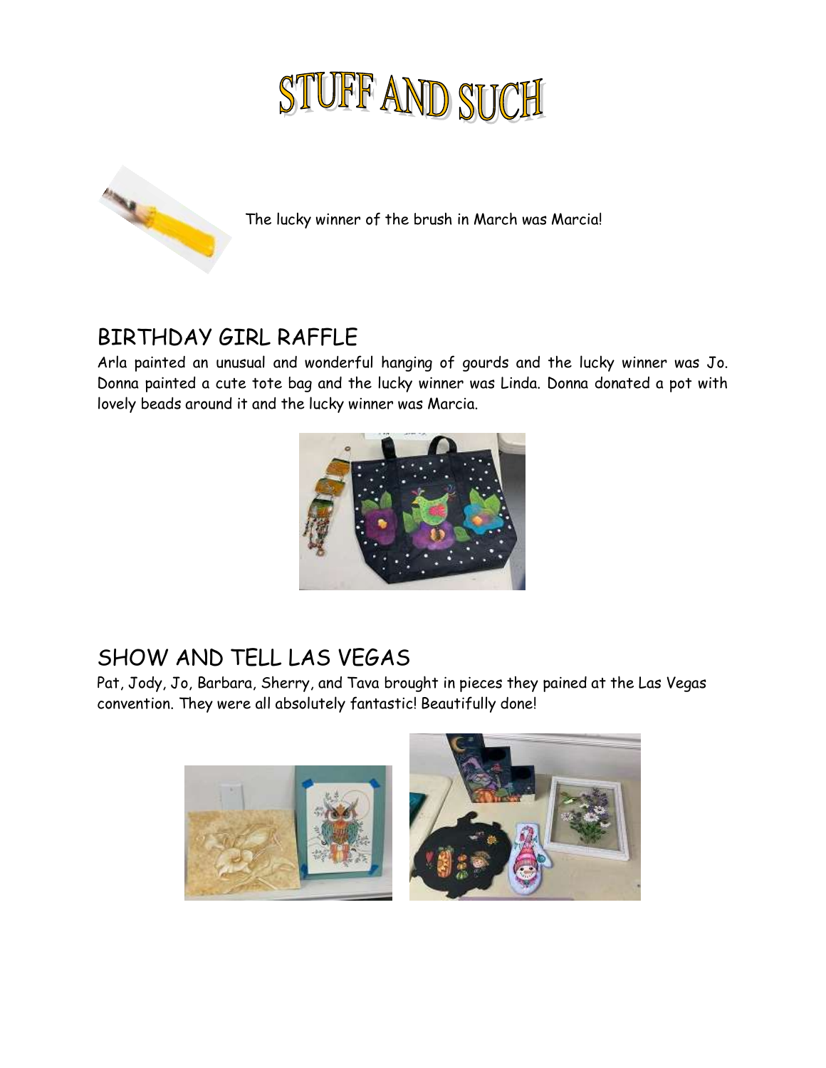# STUFF AND SUCH

The lucky winner of the brush in March was Marcia!

## BIRTHDAY GIRL RAFFLE

Arla painted an unusual and wonderful hanging of gourds and the lucky winner was Jo. Donna painted a cute tote bag and the lucky winner was Linda. Donna donated a pot with lovely beads around it and the lucky winner was Marcia.

## SHOW AND TELL LAS VEGAS

Pat, Jody, Jo, Barbara, Sherry, and Tava brought in pieces they pained at the Las Vegas convention. They were all absolutely fantastic! Beautifully done!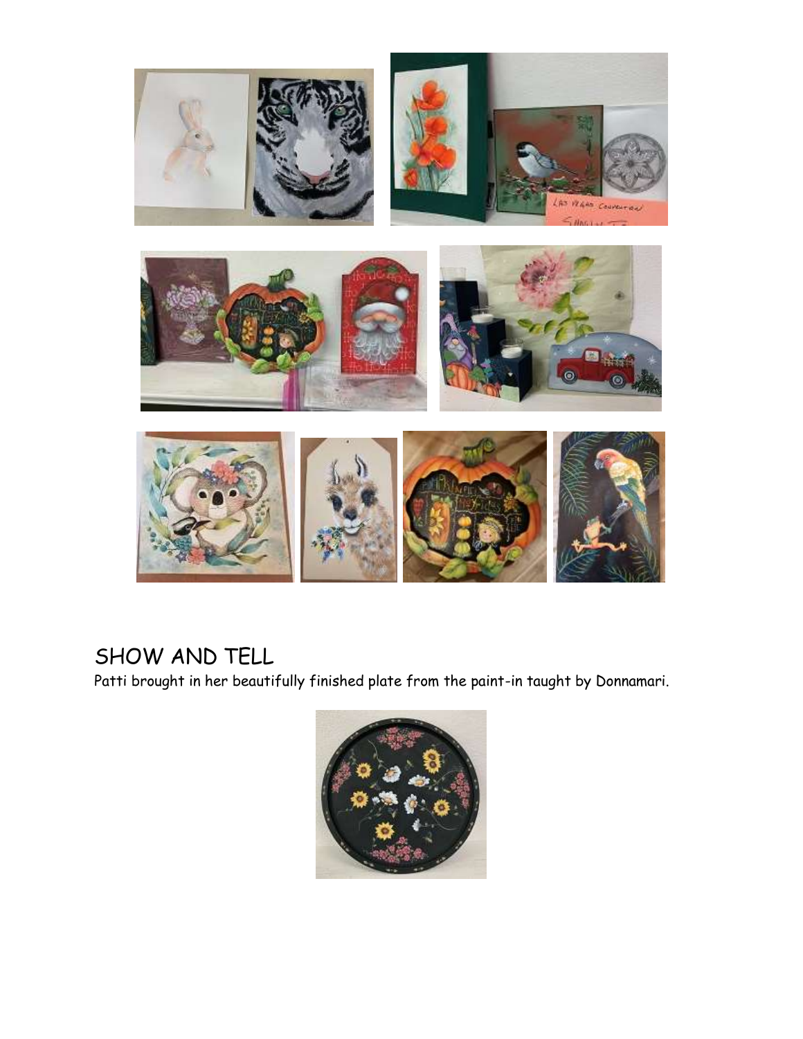## SHOW AND TELL

Patti brought in her beautifully finished plate from the paint-in taught by Donnamari.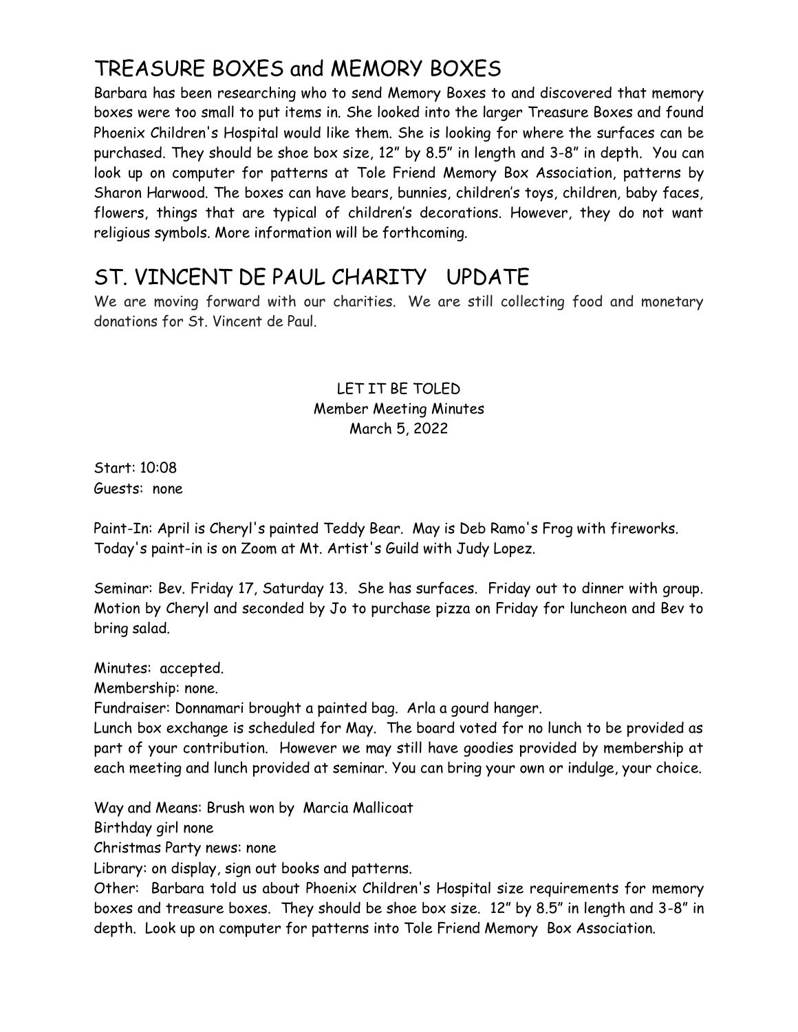## TREASURE BOXES and MEMORY BOXES

Barbara has been researching who to send Memory Boxes to and discovered that memory boxes were too small to put items in. She looked into the larger Treasure Boxes and found Phoenix Children's Hospital would like them. She is looking for where the surfaces can be purchased. They should be shoe box size, 12" by 8.5" in length and 3-8" in depth. You can look up on computer for patterns at Tole Friend Memory Box Association, patterns by Sharon Harwood. The boxes can have bears, bunnies, children's toys, children, baby faces, flowers, things that are typical of children's decorations. However, they do not want religious symbols. More information will be forthcoming.

## ST. VINCENT DE PAUL CHARITY UPDATE

We are moving forward with our charities. We are still collecting food and monetary donations for St. Vincent de Paul.

LET IT BE TOLED
Member Meeting Minutes
March 5, 2022

Start: 10:08
Guests: none

Paint-In: April is Cheryl's painted Teddy Bear. May is Deb Ramo's Frog with fireworks. Today's paint-in is on Zoom at Mt. Artist's Guild with Judy Lopez.

Seminar: Bev. Friday 17, Saturday 13. She has surfaces. Friday out to dinner with group. Motion by Cheryl and seconded by Jo to purchase pizza on Friday for luncheon and Bev to bring salad.

Minutes: accepted.
Membership: none.
Fundraiser: Donnamari brought a painted bag. Arla a gourd hanger.
Lunch box exchange is scheduled for May. The board voted for no lunch to be provided as part of your contribution. However we may still have goodies provided by membership at each meeting and lunch provided at seminar. You can bring your own or indulge, your choice.

Way and Means: Brush won by Marcia Mallicoat
Birthday girl none
Christmas Party news: none
Library: on display, sign out books and patterns.
Other: Barbara told us about Phoenix Children's Hospital size requirements for memory boxes and treasure boxes. They should be shoe box size. 12" by 8.5" in length and 3-8" in depth. Look up on computer for patterns into Tole Friend Memory Box Association.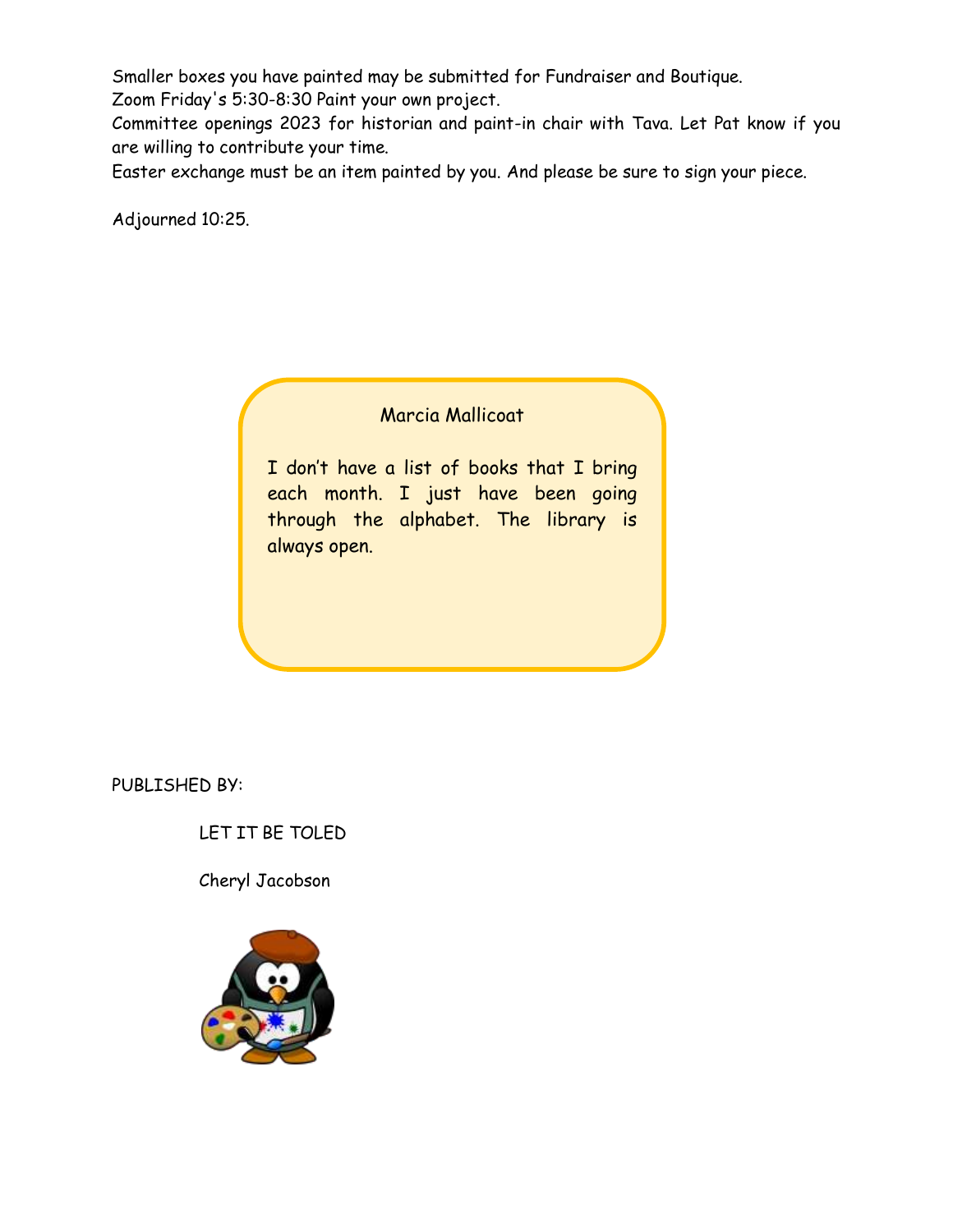Smaller boxes you have painted may be submitted for Fundraiser and Boutique.
Zoom Friday's 5:30-8:30 Paint your own project.
Committee openings 2023 for historian and paint-in chair with Tava. Let Pat know if you are willing to contribute your time.
Easter exchange must be an item painted by you. And please be sure to sign your piece.

Adjourned 10:25.

Marcia Mallicoat

I don't have a list of books that I bring each month. I just have been going through the alphabet. The library is always open.

PUBLISHED BY:

LET IT BE TOLED

Cheryl Jacobson